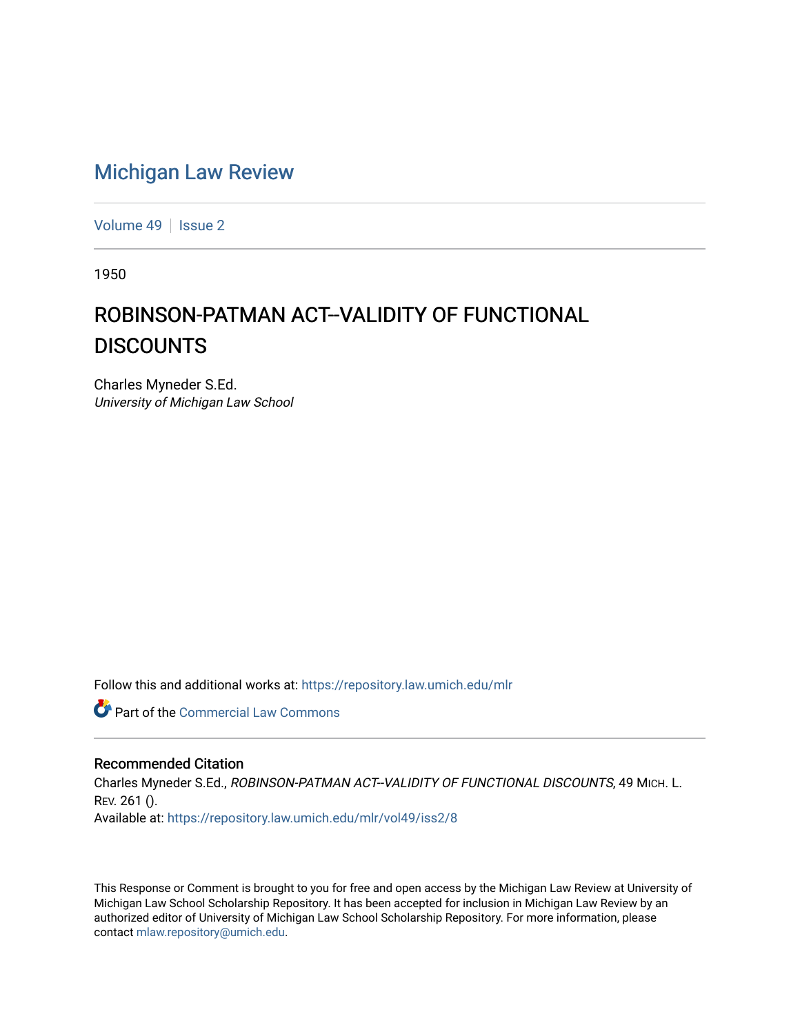# Michigan Law Review

Volume 49 | Issue 2

1950

## ROBINSON-PATMAN ACT--VALIDITY OF FUNCTIONAL DISCOUNTS

Charles Myneder S.Ed.
*University of Michigan Law School*

Follow this and additional works at: https://repository.law.umich.edu/mlr

Part of the Commercial Law Commons

### Recommended Citation

Charles Myneder S.Ed., *ROBINSON-PATMAN ACT--VALIDITY OF FUNCTIONAL DISCOUNTS*, 49 MICH. L. REV. 261 ().
Available at: https://repository.law.umich.edu/mlr/vol49/iss2/8

This Response or Comment is brought to you for free and open access by the Michigan Law Review at University of Michigan Law School Scholarship Repository. It has been accepted for inclusion in Michigan Law Review by an authorized editor of University of Michigan Law School Scholarship Repository. For more information, please contact mlaw.repository@umich.edu.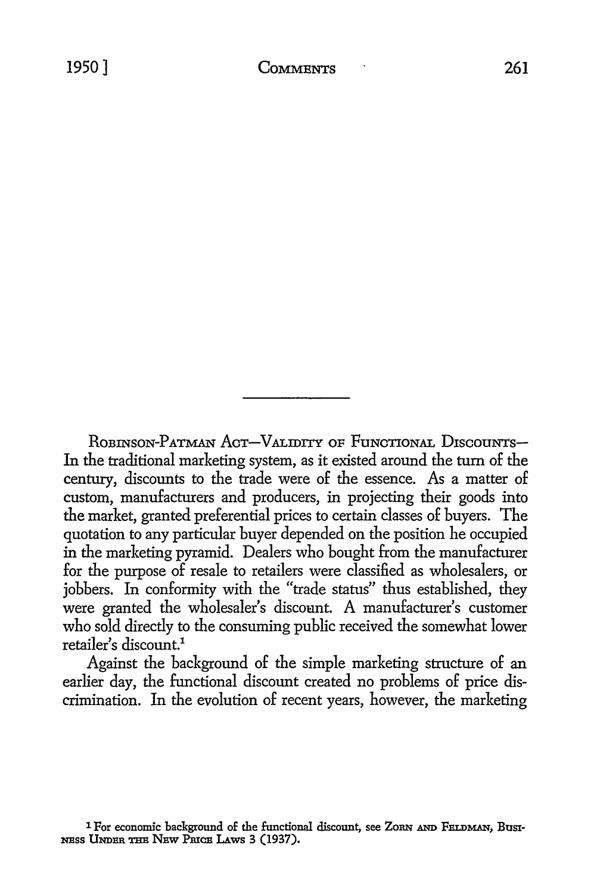ROBINSON-PATMAN ACT—VALIDITY OF FUNCTIONAL DISCOUNTS— In the traditional marketing system, as it existed around the turn of the century, discounts to the trade were of the essence. As a matter of custom, manufacturers and producers, in projecting their goods into the market, granted preferential prices to certain classes of buyers. The quotation to any particular buyer depended on the position he occupied in the marketing pyramid. Dealers who bought from the manufacturer for the purpose of resale to retailers were classified as wholesalers, or jobbers. In conformity with the "trade status" thus established, they were granted the wholesaler's discount. A manufacturer's customer who sold directly to the consuming public received the somewhat lower retailer's discount.[1]

Against the background of the simple marketing structure of an earlier day, the functional discount created no problems of price discrimination. In the evolution of recent years, however, the marketing

---

[1] For economic background of the functional discount, see ZORN AND FELDMAN, BUSINESS UNDER THE NEW PRICE LAWS 3 (1937).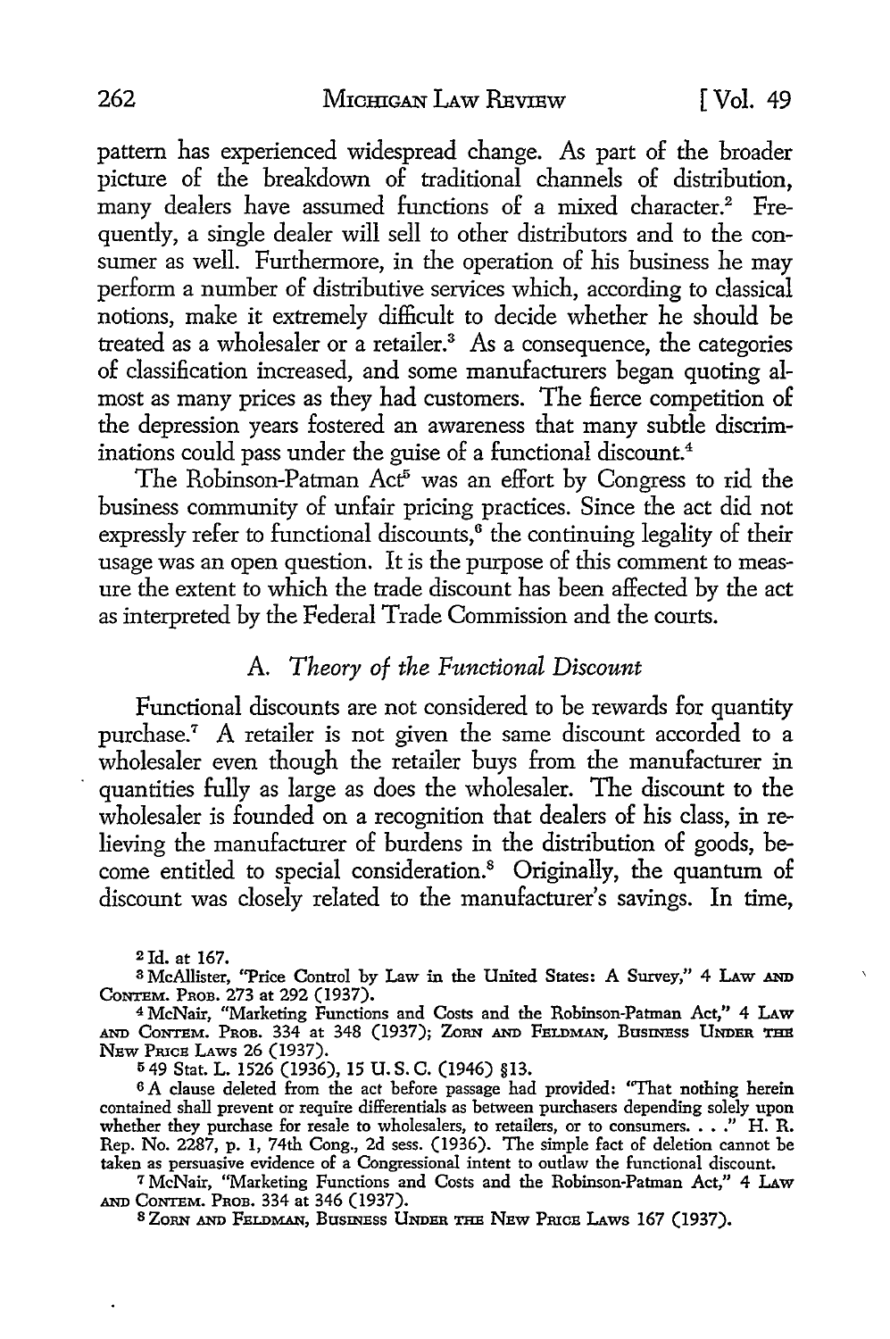pattern has experienced widespread change. As part of the broader picture of the breakdown of traditional channels of distribution, many dealers have assumed functions of a mixed character.[2] Frequently, a single dealer will sell to other distributors and to the consumer as well. Furthermore, in the operation of his business he may perform a number of distributive services which, according to classical notions, make it extremely difficult to decide whether he should be treated as a wholesaler or a retailer.[3] As a consequence, the categories of classification increased, and some manufacturers began quoting almost as many prices as they had customers. The fierce competition of the depression years fostered an awareness that many subtle discriminations could pass under the guise of a functional discount.[4]

The Robinson-Patman Act[5] was an effort by Congress to rid the business community of unfair pricing practices. Since the act did not expressly refer to functional discounts,[6] the continuing legality of their usage was an open question. It is the purpose of this comment to measure the extent to which the trade discount has been affected by the act as interpreted by the Federal Trade Commission and the courts.

### A. *Theory of the Functional Discount*

Functional discounts are not considered to be rewards for quantity purchase.[7] A retailer is not given the same discount accorded to a wholesaler even though the retailer buys from the manufacturer in quantities fully as large as does the wholesaler. The discount to the wholesaler is founded on a recognition that dealers of his class, in relieving the manufacturer of burdens in the distribution of goods, become entitled to special consideration.[8] Originally, the quantum of discount was closely related to the manufacturer's savings. In time,

---

[2] Id. at 167.

[3] McAllister, "Price Control by Law in the United States: A Survey," 4 LAW AND CONTEM. PROB. 273 at 292 (1937).

[4] McNair, "Marketing Functions and Costs and the Robinson-Patman Act," 4 LAW AND CONTEM. PROB. 334 at 348 (1937); ZORN AND FELDMAN, BUSINESS UNDER THE NEW PRICE LAWS 26 (1937).

[5] 49 Stat. L. 1526 (1936), 15 U. S. C. (1946) §13.

[6] A clause deleted from the act before passage had provided: "That nothing herein contained shall prevent or require differentials as between purchasers depending solely upon whether they purchase for resale to wholesalers, to retailers, or to consumers. . . ." H. R. Rep. No. 2287, p. 1, 74th Cong., 2d sess. (1936). The simple fact of deletion cannot be taken as persuasive evidence of a Congressional intent to outlaw the functional discount.

[7] McNair, "Marketing Functions and Costs and the Robinson-Patman Act," 4 LAW AND CONTEM. PROB. 334 at 346 (1937).

[8] ZORN AND FELDMAN, BUSINESS UNDER THE NEW PRICE LAWS 167 (1937).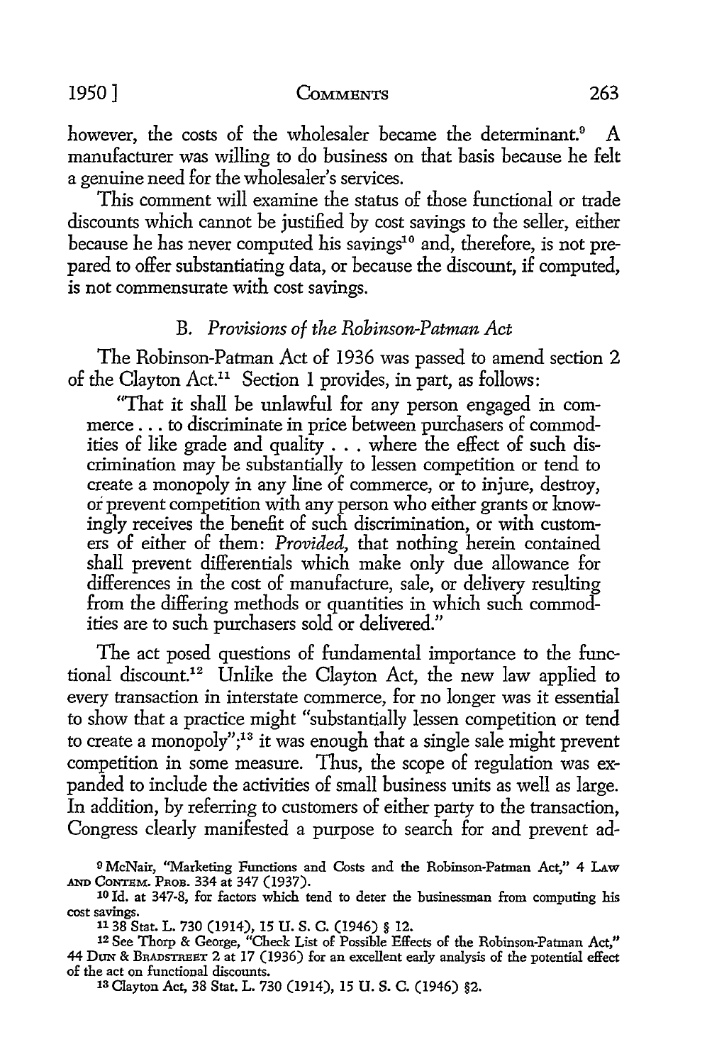however, the costs of the wholesaler became the determinant.[9] A manufacturer was willing to do business on that basis because he felt a genuine need for the wholesaler's services.

This comment will examine the status of those functional or trade discounts which cannot be justified by cost savings to the seller, either because he has never computed his savings[10] and, therefore, is not prepared to offer substantiating data, or because the discount, if computed, is not commensurate with cost savings.

### B. *Provisions of the Robinson-Patman Act*

The Robinson-Patman Act of 1936 was passed to amend section 2 of the Clayton Act.[11] Section 1 provides, in part, as follows:

> "That it shall be unlawful for any person engaged in commerce . . . to discriminate in price between purchasers of commodities of like grade and quality . . . where the effect of such discrimination may be substantially to lessen competition or tend to create a monopoly in any line of commerce, or to injure, destroy, or prevent competition with any person who either grants or knowingly receives the benefit of such discrimination, or with customers of either of them: *Provided,* that nothing herein contained shall prevent differentials which make only due allowance for differences in the cost of manufacture, sale, or delivery resulting from the differing methods or quantities in which such commodities are to such purchasers sold or delivered."

The act posed questions of fundamental importance to the functional discount.[12] Unlike the Clayton Act, the new law applied to every transaction in interstate commerce, for no longer was it essential to show that a practice might "substantially lessen competition or tend to create a monopoly";[13] it was enough that a single sale might prevent competition in some measure. Thus, the scope of regulation was expanded to include the activities of small business units as well as large. In addition, by referring to customers of either party to the transaction, Congress clearly manifested a purpose to search for and prevent ad-

[9] McNair, "Marketing Functions and Costs and the Robinson-Patman Act," 4 LAW AND CONTEM. PROB. 334 at 347 (1937).

[10] Id. at 347-8, for factors which tend to deter the businessman from computing his cost savings.

[11] 38 Stat. L. 730 (1914), 15 U. S. C. (1946) § 12.

[12] See Thorp & George, "Check List of Possible Effects of the Robinson-Patman Act," 44 DUN & BRADSTREET 2 at 17 (1936) for an excellent early analysis of the potential effect of the act on functional discounts.

[13] Clayton Act, 38 Stat. L. 730 (1914), 15 U. S. C. (1946) §2.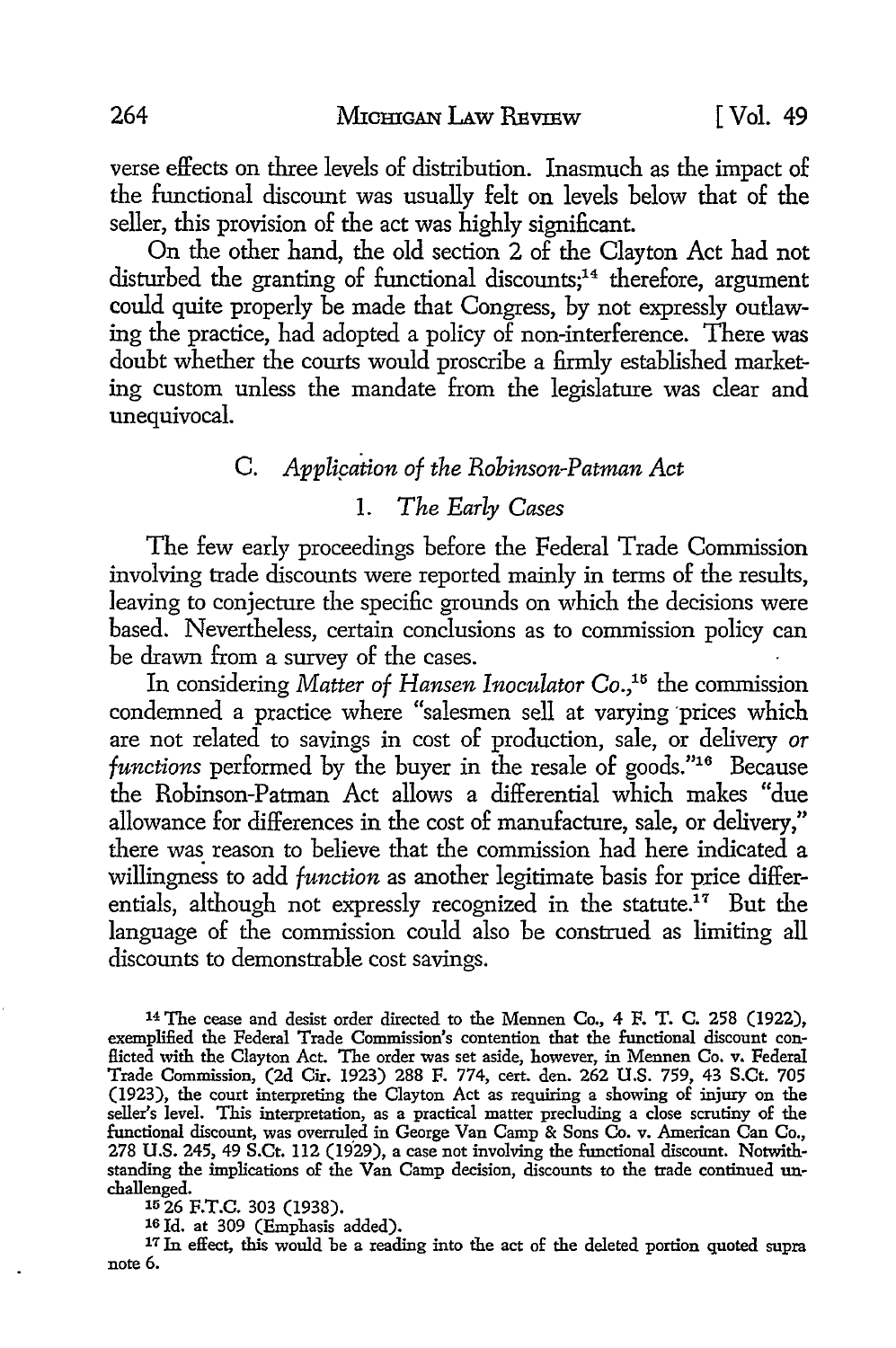verse effects on three levels of distribution. Inasmuch as the impact of the functional discount was usually felt on levels below that of the seller, this provision of the act was highly significant.

On the other hand, the old section 2 of the Clayton Act had not disturbed the granting of functional discounts;[14] therefore, argument could quite properly be made that Congress, by not expressly outlawing the practice, had adopted a policy of non-interference. There was doubt whether the courts would proscribe a firmly established marketing custom unless the mandate from the legislature was clear and unequivocal.

### C. *Application of the Robinson-Patman Act*

#### 1. *The Early Cases*

The few early proceedings before the Federal Trade Commission involving trade discounts were reported mainly in terms of the results, leaving to conjecture the specific grounds on which the decisions were based. Nevertheless, certain conclusions as to commission policy can be drawn from a survey of the cases.

In considering *Matter of Hansen Inoculator Co.*,[15] the commission condemned a practice where "salesmen sell at varying prices which are not related to savings in cost of production, sale, or delivery *or functions* performed by the buyer in the resale of goods."[16] Because the Robinson-Patman Act allows a differential which makes "due allowance for differences in the cost of manufacture, sale, or delivery," there was reason to believe that the commission had here indicated a willingness to add *function* as another legitimate basis for price differentials, although not expressly recognized in the statute.[17] But the language of the commission could also be construed as limiting all discounts to demonstrable cost savings.

---

[14] The cease and desist order directed to the Mennen Co., 4 F. T. C. 258 (1922), exemplified the Federal Trade Commission's contention that the functional discount conflicted with the Clayton Act. The order was set aside, however, in Mennen Co. v. Federal Trade Commission, (2d Cir. 1923) 288 F. 774, cert. den. 262 U.S. 759, 43 S.Ct. 705 (1923), the court interpreting the Clayton Act as requiring a showing of injury on the seller's level. This interpretation, as a practical matter precluding a close scrutiny of the functional discount, was overruled in George Van Camp & Sons Co. v. American Can Co., 278 U.S. 245, 49 S.Ct. 112 (1929), a case not involving the functional discount. Notwithstanding the implications of the Van Camp decision, discounts to the trade continued unchallenged.

[15] 26 F.T.C. 303 (1938).

[16] Id. at 309 (Emphasis added).

[17] In effect, this would be a reading into the act of the deleted portion quoted supra note 6.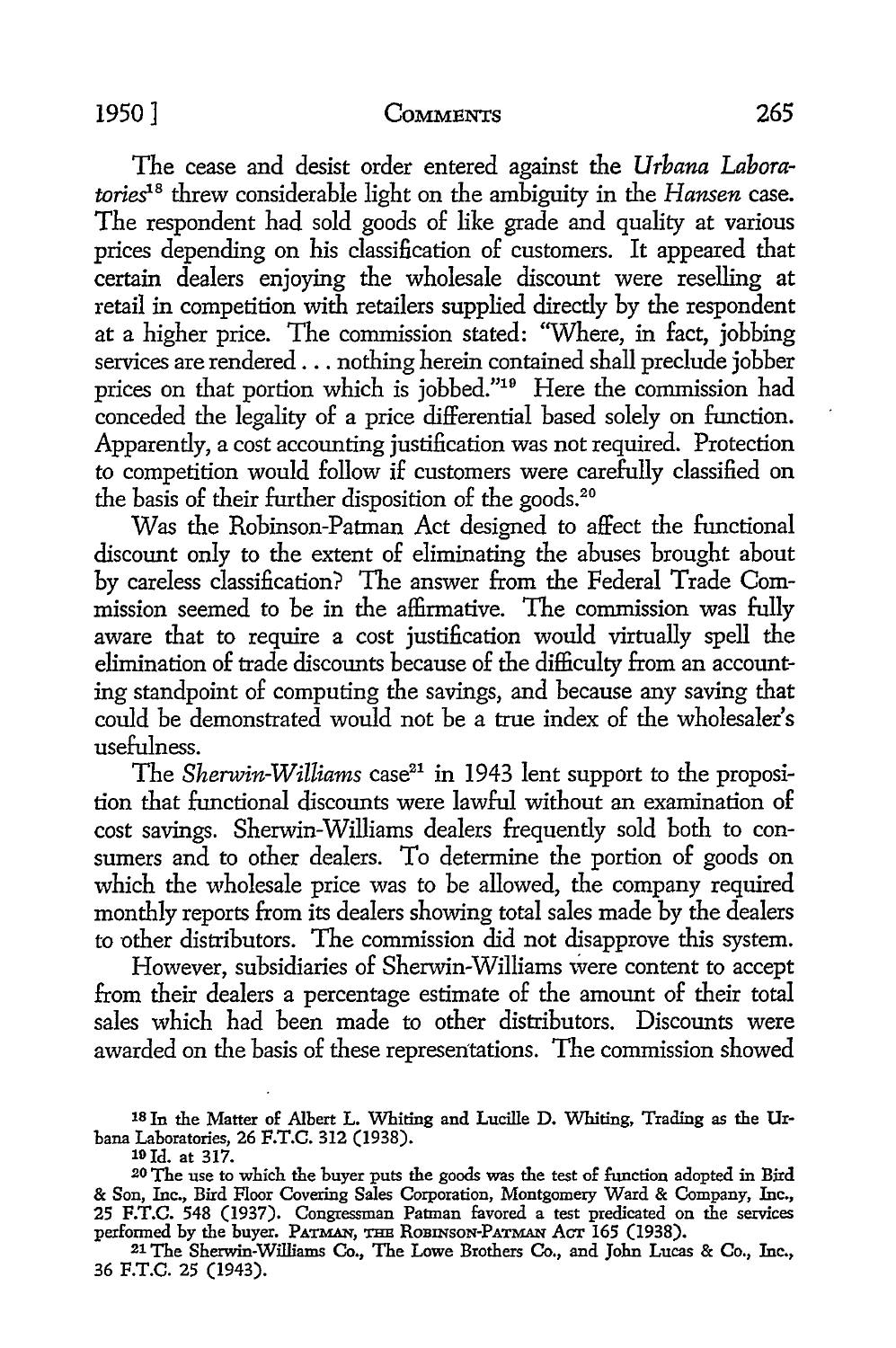The cease and desist order entered against the *Urbana Laboratories*[18] threw considerable light on the ambiguity in the *Hansen* case. The respondent had sold goods of like grade and quality at various prices depending on his classification of customers. It appeared that certain dealers enjoying the wholesale discount were reselling at retail in competition with retailers supplied directly by the respondent at a higher price. The commission stated: "Where, in fact, jobbing services are rendered . . . nothing herein contained shall preclude jobber prices on that portion which is jobbed."[19] Here the commission had conceded the legality of a price differential based solely on function. Apparently, a cost accounting justification was not required. Protection to competition would follow if customers were carefully classified on the basis of their further disposition of the goods.[20]

Was the Robinson-Patman Act designed to affect the functional discount only to the extent of eliminating the abuses brought about by careless classification? The answer from the Federal Trade Commission seemed to be in the affirmative. The commission was fully aware that to require a cost justification would virtually spell the elimination of trade discounts because of the difficulty from an accounting standpoint of computing the savings, and because any saving that could be demonstrated would not be a true index of the wholesaler's usefulness.

The *Sherwin-Williams* case[21] in 1943 lent support to the proposition that functional discounts were lawful without an examination of cost savings. Sherwin-Williams dealers frequently sold both to consumers and to other dealers. To determine the portion of goods on which the wholesale price was to be allowed, the company required monthly reports from its dealers showing total sales made by the dealers to other distributors. The commission did not disapprove this system.

However, subsidiaries of Sherwin-Williams were content to accept from their dealers a percentage estimate of the amount of their total sales which had been made to other distributors. Discounts were awarded on the basis of these representations. The commission showed

---

[18] In the Matter of Albert L. Whiting and Lucille D. Whiting, Trading as the Urbana Laboratories, 26 F.T.C. 312 (1938).

[19] Id. at 317.

[20] The use to which the buyer puts the goods was the test of function adopted in Bird & Son, Inc., Bird Floor Covering Sales Corporation, Montgomery Ward & Company, Inc., 25 F.T.C. 548 (1937). Congressman Patman favored a test predicated on the services performed by the buyer. PATMAN, THE ROBINSON-PATMAN ACT 165 (1938).

[21] The Sherwin-Williams Co., The Lowe Brothers Co., and John Lucas & Co., Inc., 36 F.T.C. 25 (1943).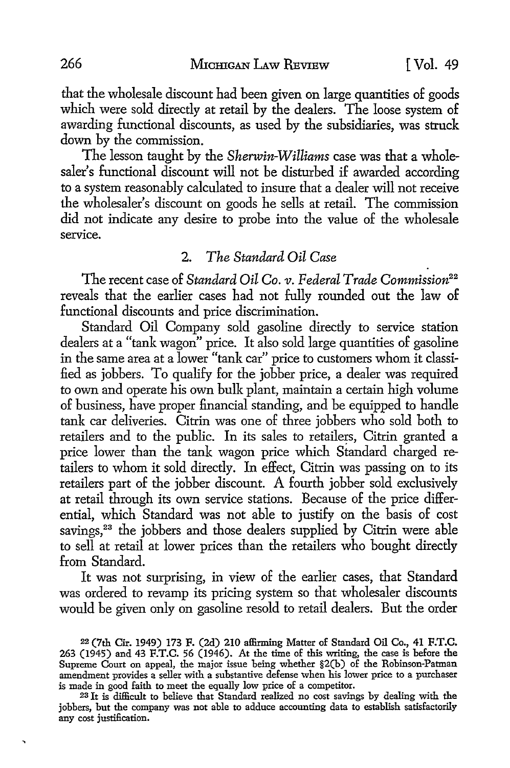that the wholesale discount had been given on large quantities of goods which were sold directly at retail by the dealers. The loose system of awarding functional discounts, as used by the subsidiaries, was struck down by the commission.

The lesson taught by the *Sherwin-Williams* case was that a wholesaler's functional discount will not be disturbed if awarded according to a system reasonably calculated to insure that a dealer will not receive the wholesaler's discount on goods he sells at retail. The commission did not indicate any desire to probe into the value of the wholesale service.

### 2. *The Standard Oil Case*

The recent case of *Standard Oil Co. v. Federal Trade Commission*[22] reveals that the earlier cases had not fully rounded out the law of functional discounts and price discrimination.

Standard Oil Company sold gasoline directly to service station dealers at a "tank wagon" price. It also sold large quantities of gasoline in the same area at a lower "tank car" price to customers whom it classified as jobbers. To qualify for the jobber price, a dealer was required to own and operate his own bulk plant, maintain a certain high volume of business, have proper financial standing, and be equipped to handle tank car deliveries. Citrin was one of three jobbers who sold both to retailers and to the public. In its sales to retailers, Citrin granted a price lower than the tank wagon price which Standard charged retailers to whom it sold directly. In effect, Citrin was passing on to its retailers part of the jobber discount. A fourth jobber sold exclusively at retail through its own service stations. Because of the price differential, which Standard was not able to justify on the basis of cost savings,[23] the jobbers and those dealers supplied by Citrin were able to sell at retail at lower prices than the retailers who bought directly from Standard.

It was not surprising, in view of the earlier cases, that Standard was ordered to revamp its pricing system so that wholesaler discounts would be given only on gasoline resold to retail dealers. But the order

---

[22] (7th Cir. 1949) 173 F. (2d) 210 affirming Matter of Standard Oil Co., 41 F.T.C. 263 (1945) and 43 F.T.C. 56 (1946). At the time of this writing, the case is before the Supreme Court on appeal, the major issue being whether §2(b) of the Robinson-Patman amendment provides a seller with a substantive defense when his lower price to a purchaser is made in good faith to meet the equally low price of a competitor.

[23] It is difficult to believe that Standard realized no cost savings by dealing with the jobbers, but the company was not able to adduce accounting data to establish satisfactorily any cost justification.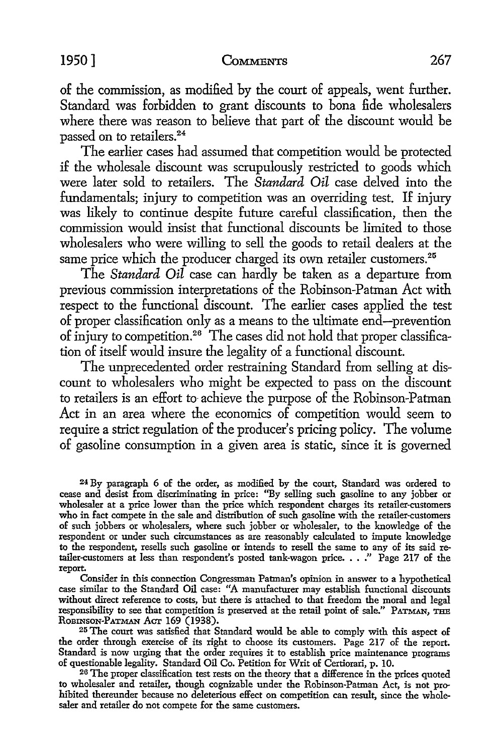of the commission, as modified by the court of appeals, went further. Standard was forbidden to grant discounts to bona fide wholesalers where there was reason to believe that part of the discount would be passed on to retailers.[24]

The earlier cases had assumed that competition would be protected if the wholesale discount was scrupulously restricted to goods which were later sold to retailers. The *Standard Oil* case delved into the fundamentals; injury to competition was an overriding test. If injury was likely to continue despite future careful classification, then the commission would insist that functional discounts be limited to those wholesalers who were willing to sell the goods to retail dealers at the same price which the producer charged its own retailer customers.[25]

The *Standard Oil* case can hardly be taken as a departure from previous commission interpretations of the Robinson-Patman Act with respect to the functional discount. The earlier cases applied the test of proper classification only as a means to the ultimate end—prevention of injury to competition.[26] The cases did not hold that proper classification of itself would insure the legality of a functional discount.

The unprecedented order restraining Standard from selling at discount to wholesalers who might be expected to pass on the discount to retailers is an effort to achieve the purpose of the Robinson-Patman Act in an area where the economics of competition would seem to require a strict regulation of the producer's pricing policy. The volume of gasoline consumption in a given area is static, since it is governed

---

[24] By paragraph 6 of the order, as modified by the court, Standard was ordered to cease and desist from discriminating in price: "By selling such gasoline to any jobber or wholesaler at a price lower than the price which respondent charges its retailer-customers who in fact compete in the sale and distribution of such gasoline with the retailer-customers of such jobbers or wholesalers, where such jobber or wholesaler, to the knowledge of the respondent or under such circumstances as are reasonably calculated to impute knowledge to the respondent, resells such gasoline or intends to resell the same to any of its said retailer-customers at less than respondent's posted tank-wagon price. . . ." Page 217 of the report.

Consider in this connection Congressman Patman's opinion in answer to a hypothetical case similar to the Standard Oil case: "A manufacturer may establish functional discounts without direct reference to costs, but there is attached to that freedom the moral and legal responsibility to see that competition is preserved at the retail point of sale." PATMAN, THE ROBINSON-PATMAN ACT 169 (1938).

[25] The court was satisfied that Standard would be able to comply with this aspect of the order through exercise of its right to choose its customers. Page 217 of the report. Standard is now urging that the order requires it to establish price maintenance programs of questionable legality. Standard Oil Co. Petition for Writ of Certiorari, p. 10.

[26] The proper classification test rests on the theory that a difference in the prices quoted to wholesaler and retailer, though cognizable under the Robinson-Patman Act, is not prohibited thereunder because no deleterious effect on competition can result, since the wholesaler and retailer do not compete for the same customers.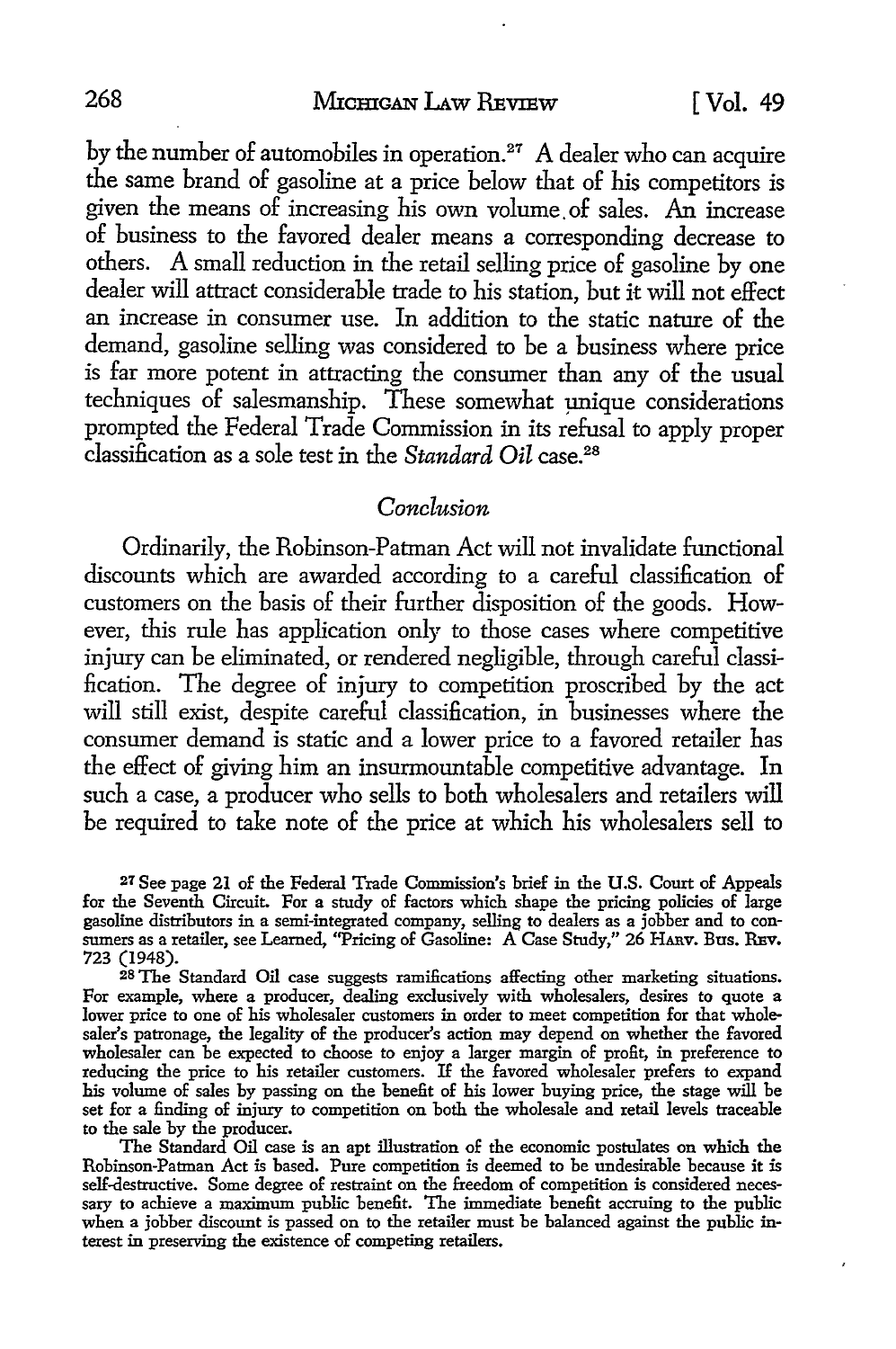by the number of automobiles in operation.[27] A dealer who can acquire the same brand of gasoline at a price below that of his competitors is given the means of increasing his own volume of sales. An increase of business to the favored dealer means a corresponding decrease to others. A small reduction in the retail selling price of gasoline by one dealer will attract considerable trade to his station, but it will not effect an increase in consumer use. In addition to the static nature of the demand, gasoline selling was considered to be a business where price is far more potent in attracting the consumer than any of the usual techniques of salesmanship. These somewhat unique considerations prompted the Federal Trade Commission in its refusal to apply proper classification as a sole test in the *Standard Oil* case.[28]

## *Conclusion*

Ordinarily, the Robinson-Patman Act will not invalidate functional discounts which are awarded according to a careful classification of customers on the basis of their further disposition of the goods. However, this rule has application only to those cases where competitive injury can be eliminated, or rendered negligible, through careful classification. The degree of injury to competition proscribed by the act will still exist, despite careful classification, in businesses where the consumer demand is static and a lower price to a favored retailer has the effect of giving him an insurmountable competitive advantage. In such a case, a producer who sells to both wholesalers and retailers will be required to take note of the price at which his wholesalers sell to

[27] See page 21 of the Federal Trade Commission's brief in the U.S. Court of Appeals for the Seventh Circuit. For a study of factors which shape the pricing policies of large gasoline distributors in a semi-integrated company, selling to dealers as a jobber and to consumers as a retailer, see Learned, "Pricing of Gasoline: A Case Study," 26 HARV. BUS. REV. 723 (1948).

[28] The Standard Oil case suggests ramifications affecting other marketing situations. For example, where a producer, dealing exclusively with wholesalers, desires to quote a lower price to one of his wholesaler customers in order to meet competition for that wholesaler's patronage, the legality of the producer's action may depend on whether the favored wholesaler can be expected to choose to enjoy a larger margin of profit, in preference to reducing the price to his retailer customers. If the favored wholesaler prefers to expand his volume of sales by passing on the benefit of his lower buying price, the stage will be set for a finding of injury to competition on both the wholesale and retail levels traceable to the sale by the producer.

The Standard Oil case is an apt illustration of the economic postulates on which the Robinson-Patman Act is based. Pure competition is deemed to be undesirable because it is self-destructive. Some degree of restraint on the freedom of competition is considered necessary to achieve a maximum public benefit. The immediate benefit accruing to the public when a jobber discount is passed on to the retailer must be balanced against the public interest in preserving the existence of competing retailers.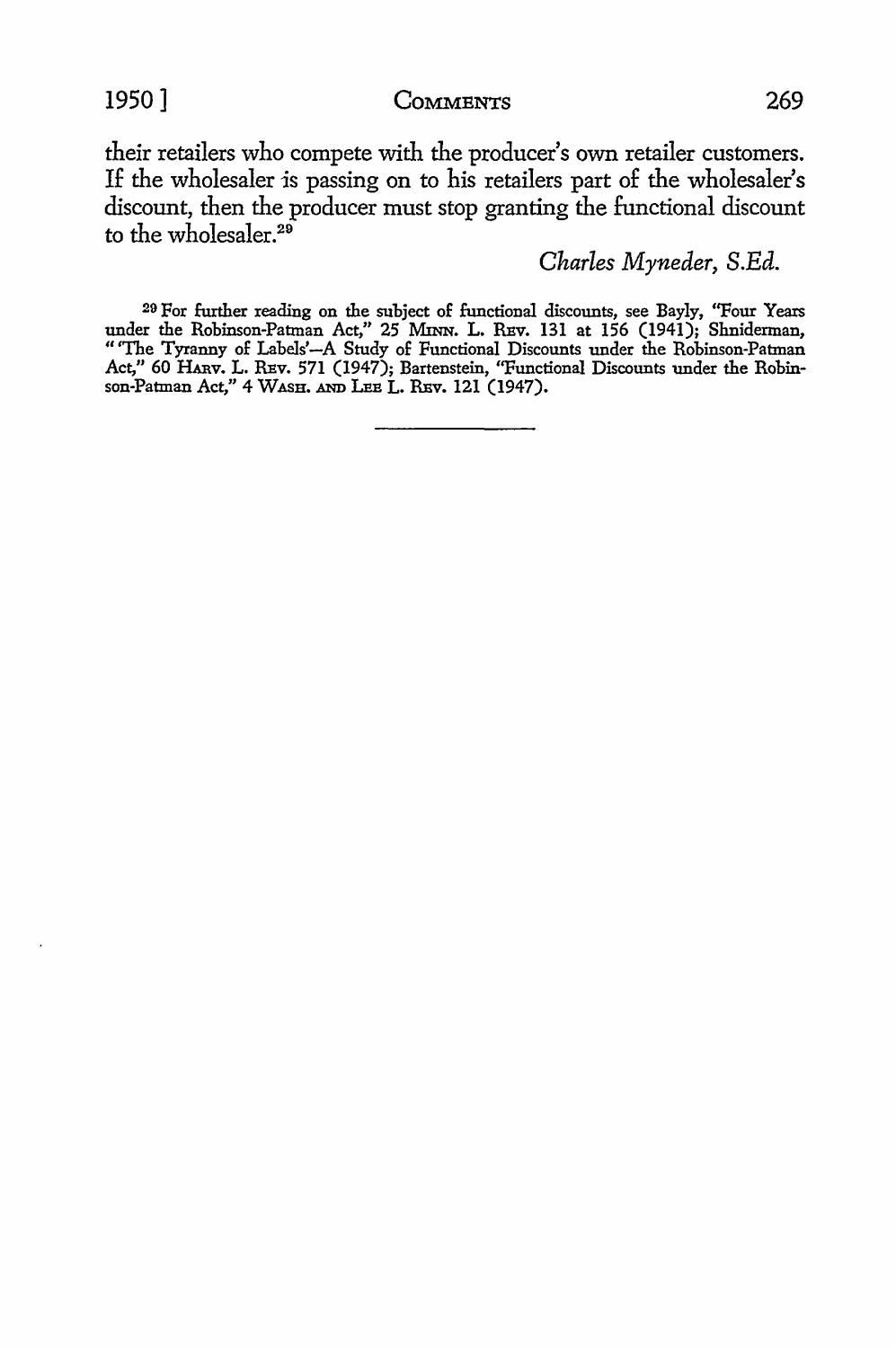their retailers who compete with the producer's own retailer customers. If the wholesaler is passing on to his retailers part of the wholesaler's discount, then the producer must stop granting the functional discount to the wholesaler.[29]

*Charles Myneder, S.Ed.*

[29] For further reading on the subject of functional discounts, see Bayly, "Four Years under the Robinson-Patman Act," 25 MINN. L. REV. 131 at 156 (1941); Shniderman, "'The Tyranny of Labels'—A Study of Functional Discounts under the Robinson-Patman Act," 60 HARV. L. REV. 571 (1947); Bartenstein, "Functional Discounts under the Robinson-Patman Act," 4 WASH. AND LEE L. REV. 121 (1947).